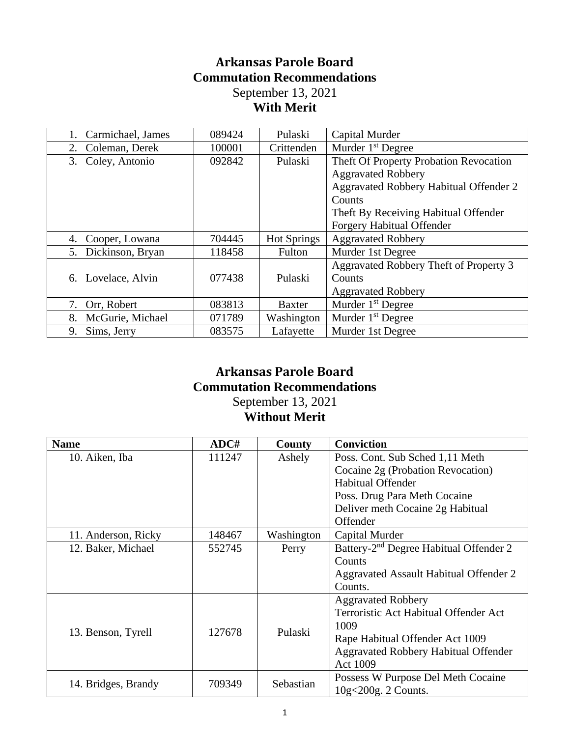# Arkansas Parole Board
## Commutation Recommendations
September 13, 2021
**With Merit**

| | | | |
|---|---|---|---|
| 1. Carmichael, James | 089424 | Pulaski | Capital Murder |
| 2. Coleman, Derek | 100001 | Crittenden | Murder 1st Degree |
| 3. Coley, Antonio | 092842 | Pulaski | Theft Of Property Probation Revocation<br>Aggravated Robbery<br>Aggravated Robbery Habitual Offender 2 Counts<br>Theft By Receiving Habitual Offender<br>Forgery Habitual Offender |
| 4. Cooper, Lowana | 704445 | Hot Springs | Aggravated Robbery |
| 5. Dickinson, Bryan | 118458 | Fulton | Murder 1st Degree |
| 6. Lovelace, Alvin | 077438 | Pulaski | Aggravated Robbery Theft of Property 3 Counts<br>Aggravated Robbery |
| 7. Orr, Robert | 083813 | Baxter | Murder 1st Degree |
| 8. McGurie, Michael | 071789 | Washington | Murder 1st Degree |
| 9. Sims, Jerry | 083575 | Lafayette | Murder 1st Degree |

# Arkansas Parole Board
## Commutation Recommendations
September 13, 2021
**Without Merit**

| Name | ADC# | County | Conviction |
|---|---|---|---|
| 10. Aiken, Iba | 111247 | Ashely | Poss. Cont. Sub Sched 1,11 Meth Cocaine 2g (Probation Revocation) Habitual Offender<br>Poss. Drug Para Meth Cocaine<br>Deliver meth Cocaine 2g Habitual Offender |
| 11. Anderson, Ricky | 148467 | Washington | Capital Murder |
| 12. Baker, Michael | 552745 | Perry | Battery-2nd Degree Habitual Offender 2 Counts<br>Aggravated Assault Habitual Offender 2 Counts. |
| 13. Benson, Tyrell | 127678 | Pulaski | Aggravated Robbery<br>Terroristic Act Habitual Offender Act 1009<br>Rape Habitual Offender Act 1009<br>Aggravated Robbery Habitual Offender Act 1009 |
| 14. Bridges, Brandy | 709349 | Sebastian | Possess W Purpose Del Meth Cocaine 10g<200g. 2 Counts. |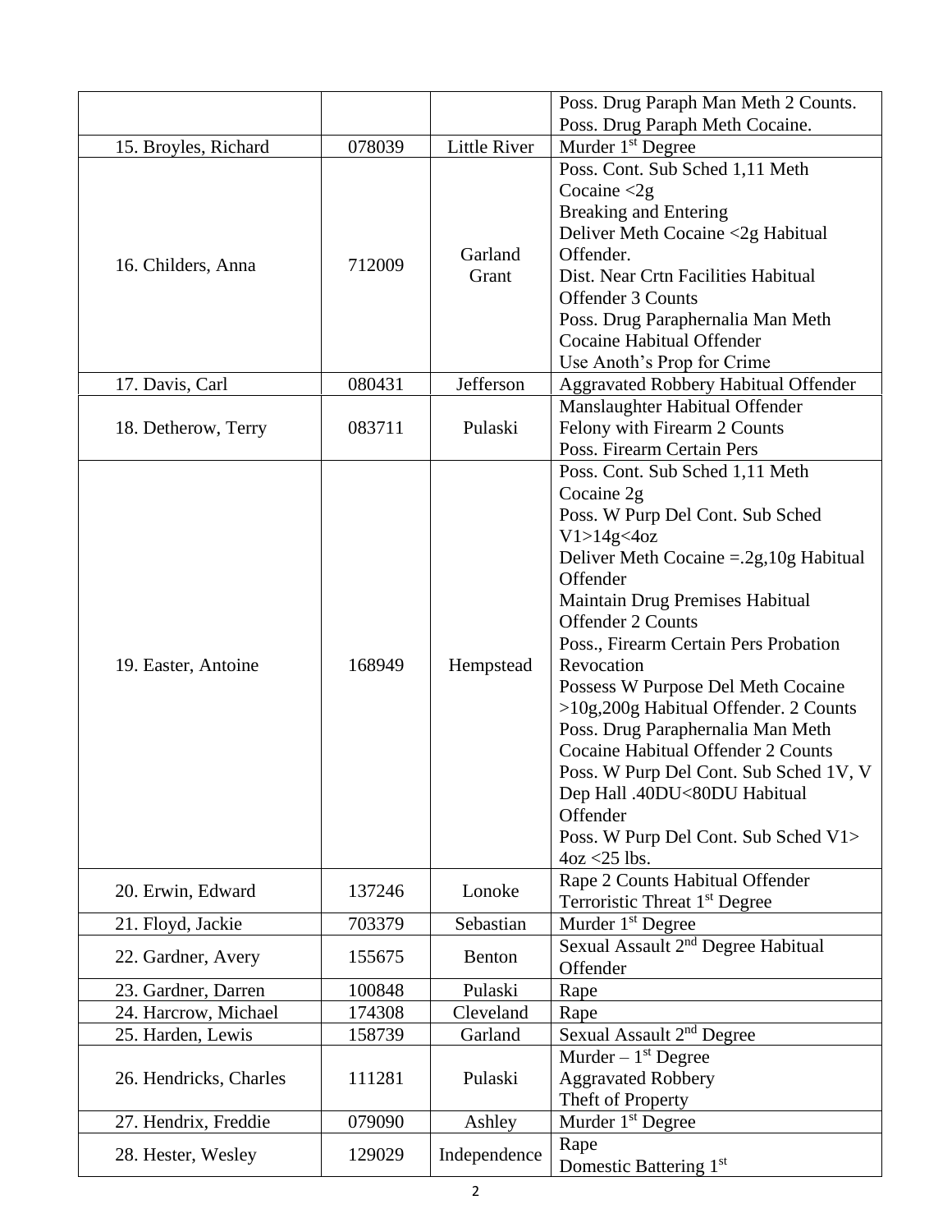| | | | |
|---|---|---|---|
| | | | Poss. Drug Paraph Man Meth 2 Counts.<br>Poss. Drug Paraph Meth Cocaine. |
| 15. Broyles, Richard | 078039 | Little River | Murder 1st Degree |
| 16. Childers, Anna | 712009 | Garland<br>Grant | Poss. Cont. Sub Sched 1,11 Meth Cocaine <2g<br>Breaking and Entering<br>Deliver Meth Cocaine <2g Habitual Offender.<br>Dist. Near Crtn Facilities Habitual Offender 3 Counts<br>Poss. Drug Paraphernalia Man Meth Cocaine Habitual Offender<br>Use Anoth's Prop for Crime |
| 17. Davis, Carl | 080431 | Jefferson | Aggravated Robbery Habitual Offender |
| 18. Detherow, Terry | 083711 | Pulaski | Manslaughter Habitual Offender<br>Felony with Firearm 2 Counts<br>Poss. Firearm Certain Pers |
| 19. Easter, Antoine | 168949 | Hempstead | Poss. Cont. Sub Sched 1,11 Meth Cocaine 2g<br>Poss. W Purp Del Cont. Sub Sched V1>14g<4oz<br>Deliver Meth Cocaine =.2g,10g Habitual Offender<br>Maintain Drug Premises Habitual Offender 2 Counts<br>Poss., Firearm Certain Pers Probation Revocation<br>Possess W Purpose Del Meth Cocaine >10g,200g Habitual Offender. 2 Counts<br>Poss. Drug Paraphernalia Man Meth Cocaine Habitual Offender 2 Counts<br>Poss. W Purp Del Cont. Sub Sched 1V, V Dep Hall .40DU<80DU Habitual Offender<br>Poss. W Purp Del Cont. Sub Sched V1> 4oz <25 lbs. |
| 20. Erwin, Edward | 137246 | Lonoke | Rape 2 Counts Habitual Offender<br>Terroristic Threat 1st Degree |
| 21. Floyd, Jackie | 703379 | Sebastian | Murder 1st Degree |
| 22. Gardner, Avery | 155675 | Benton | Sexual Assault 2nd Degree Habitual Offender |
| 23. Gardner, Darren | 100848 | Pulaski | Rape |
| 24. Harcrow, Michael | 174308 | Cleveland | Rape |
| 25. Harden, Lewis | 158739 | Garland | Sexual Assault 2nd Degree |
| 26. Hendricks, Charles | 111281 | Pulaski | Murder – 1st Degree<br>Aggravated Robbery<br>Theft of Property |
| 27. Hendrix, Freddie | 079090 | Ashley | Murder 1st Degree |
| 28. Hester, Wesley | 129029 | Independence | Rape<br>Domestic Battering 1st |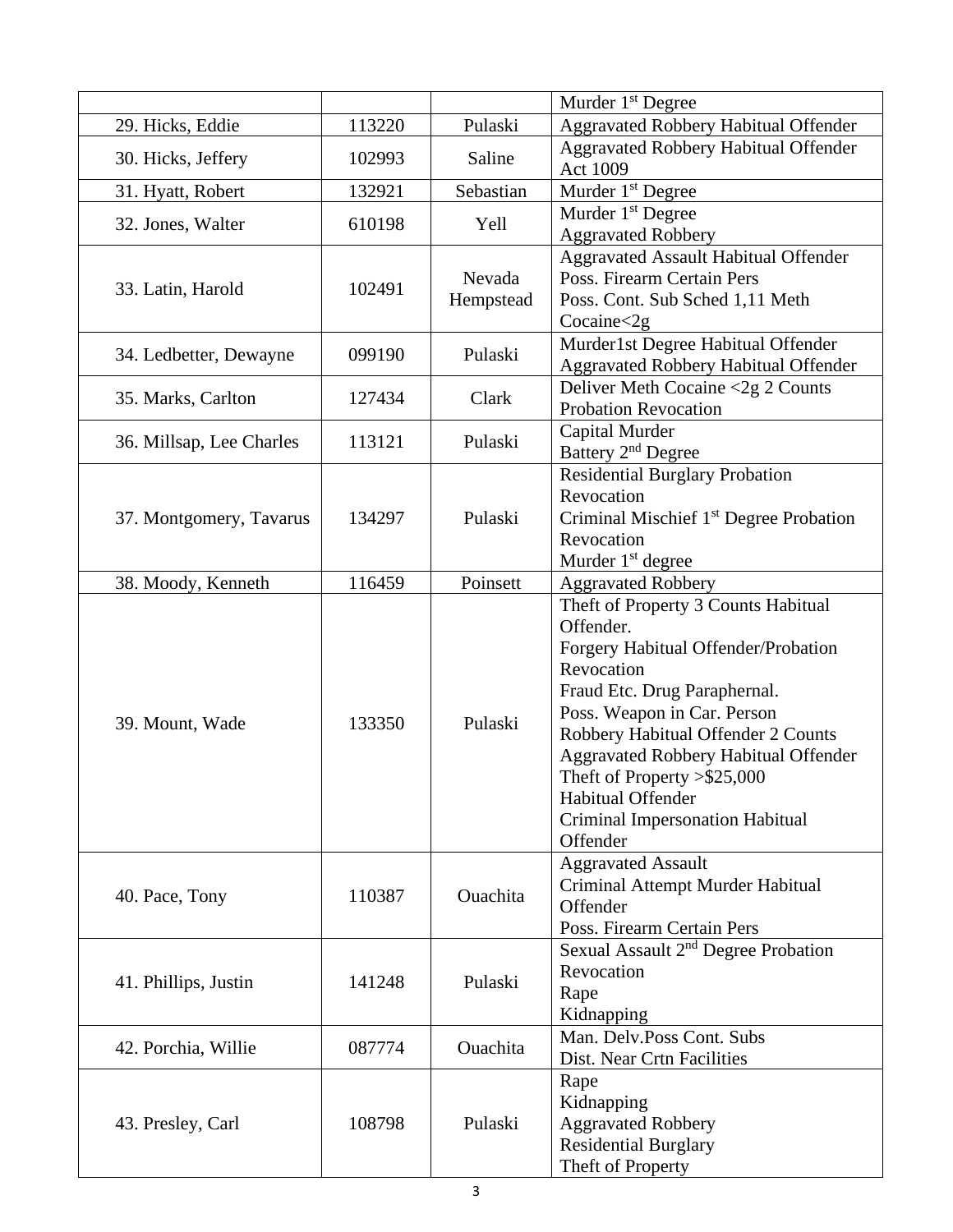| | | | |
|---|---|---|---|
| | | | Murder 1st Degree |
| 29. Hicks, Eddie | 113220 | Pulaski | Aggravated Robbery Habitual Offender |
| 30. Hicks, Jeffery | 102993 | Saline | Aggravated Robbery Habitual Offender Act 1009 |
| 31. Hyatt, Robert | 132921 | Sebastian | Murder 1st Degree |
| 32. Jones, Walter | 610198 | Yell | Murder 1st Degree<br>Aggravated Robbery |
| 33. Latin, Harold | 102491 | Nevada Hempstead | Aggravated Assault Habitual Offender<br>Poss. Firearm Certain Pers<br>Poss. Cont. Sub Sched 1,11 Meth Cocaine<2g |
| 34. Ledbetter, Dewayne | 099190 | Pulaski | Murder1st Degree Habitual Offender<br>Aggravated Robbery Habitual Offender |
| 35. Marks, Carlton | 127434 | Clark | Deliver Meth Cocaine <2g 2 Counts<br>Probation Revocation |
| 36. Millsap, Lee Charles | 113121 | Pulaski | Capital Murder<br>Battery 2nd Degree |
| 37. Montgomery, Tavarus | 134297 | Pulaski | Residential Burglary Probation Revocation<br>Criminal Mischief 1st Degree Probation Revocation<br>Murder 1st degree |
| 38. Moody, Kenneth | 116459 | Poinsett | Aggravated Robbery |
| 39. Mount, Wade | 133350 | Pulaski | Theft of Property 3 Counts Habitual Offender.<br>Forgery Habitual Offender/Probation Revocation<br>Fraud Etc. Drug Paraphernal.<br>Poss. Weapon in Car. Person<br>Robbery Habitual Offender 2 Counts<br>Aggravated Robbery Habitual Offender<br>Theft of Property >$25,000<br>Habitual Offender<br>Criminal Impersonation Habitual Offender |
| 40. Pace, Tony | 110387 | Ouachita | Aggravated Assault<br>Criminal Attempt Murder Habitual Offender<br>Poss. Firearm Certain Pers |
| 41. Phillips, Justin | 141248 | Pulaski | Sexual Assault 2nd Degree Probation Revocation<br>Rape<br>Kidnapping |
| 42. Porchia, Willie | 087774 | Ouachita | Man. Delv.Poss Cont. Subs<br>Dist. Near Crtn Facilities |
| 43. Presley, Carl | 108798 | Pulaski | Rape<br>Kidnapping<br>Aggravated Robbery<br>Residential Burglary<br>Theft of Property |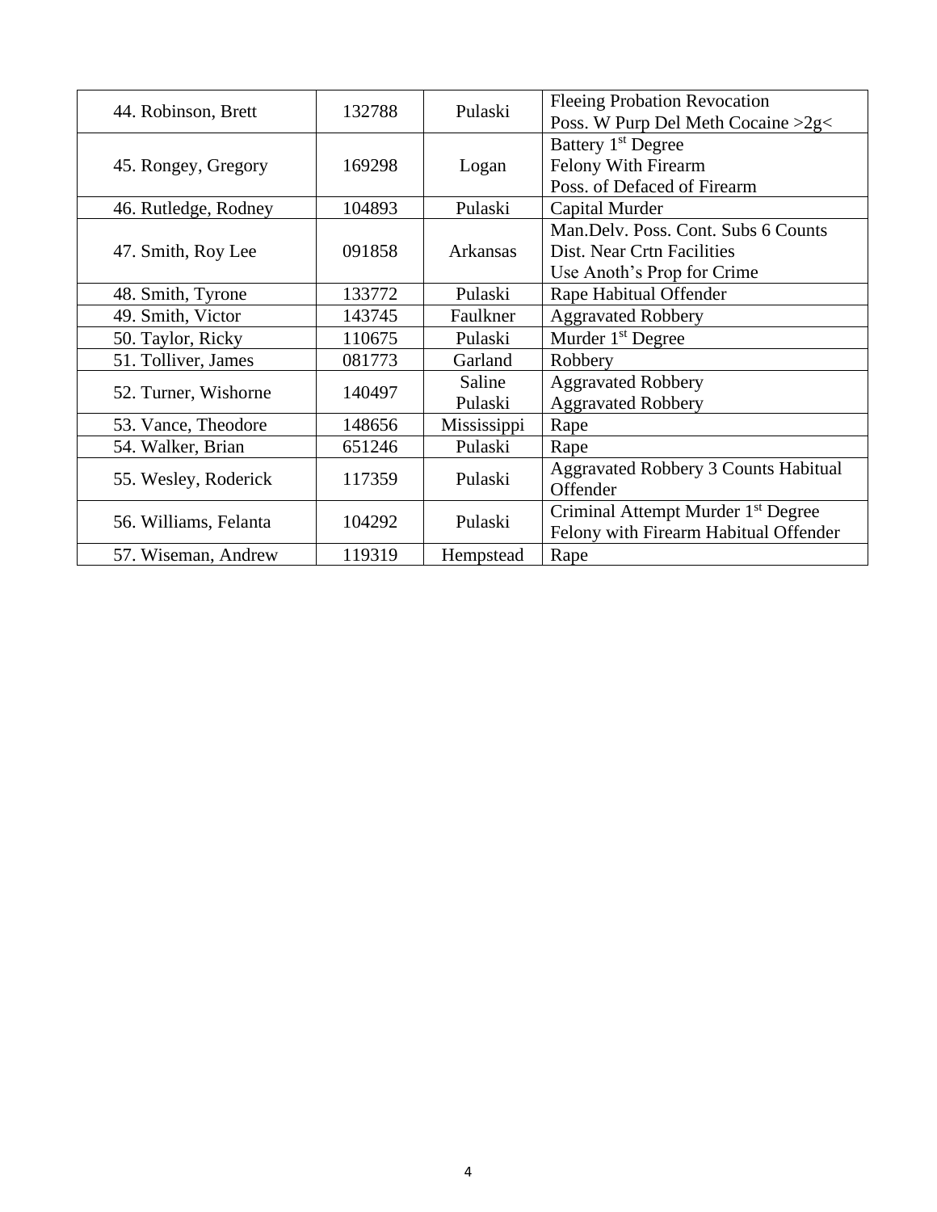| | | | |
|---|---|---|---|
| 44. Robinson, Brett | 132788 | Pulaski | Fleeing Probation Revocation<br>Poss. W Purp Del Meth Cocaine >2g< |
| 45. Rongey, Gregory | 169298 | Logan | Battery 1st Degree<br>Felony With Firearm<br>Poss. of Defaced of Firearm |
| 46. Rutledge, Rodney | 104893 | Pulaski | Capital Murder |
| 47. Smith, Roy Lee | 091858 | Arkansas | Man.Delv. Poss. Cont. Subs 6 Counts<br>Dist. Near Crtn Facilities<br>Use Anoth's Prop for Crime |
| 48. Smith, Tyrone | 133772 | Pulaski | Rape Habitual Offender |
| 49. Smith, Victor | 143745 | Faulkner | Aggravated Robbery |
| 50. Taylor, Ricky | 110675 | Pulaski | Murder 1st Degree |
| 51. Tolliver, James | 081773 | Garland | Robbery |
| 52. Turner, Wishorne | 140497 | Saline<br>Pulaski | Aggravated Robbery<br>Aggravated Robbery |
| 53. Vance, Theodore | 148656 | Mississippi | Rape |
| 54. Walker, Brian | 651246 | Pulaski | Rape |
| 55. Wesley, Roderick | 117359 | Pulaski | Aggravated Robbery 3 Counts Habitual Offender |
| 56. Williams, Felanta | 104292 | Pulaski | Criminal Attempt Murder 1st Degree<br>Felony with Firearm Habitual Offender |
| 57. Wiseman, Andrew | 119319 | Hempstead | Rape |